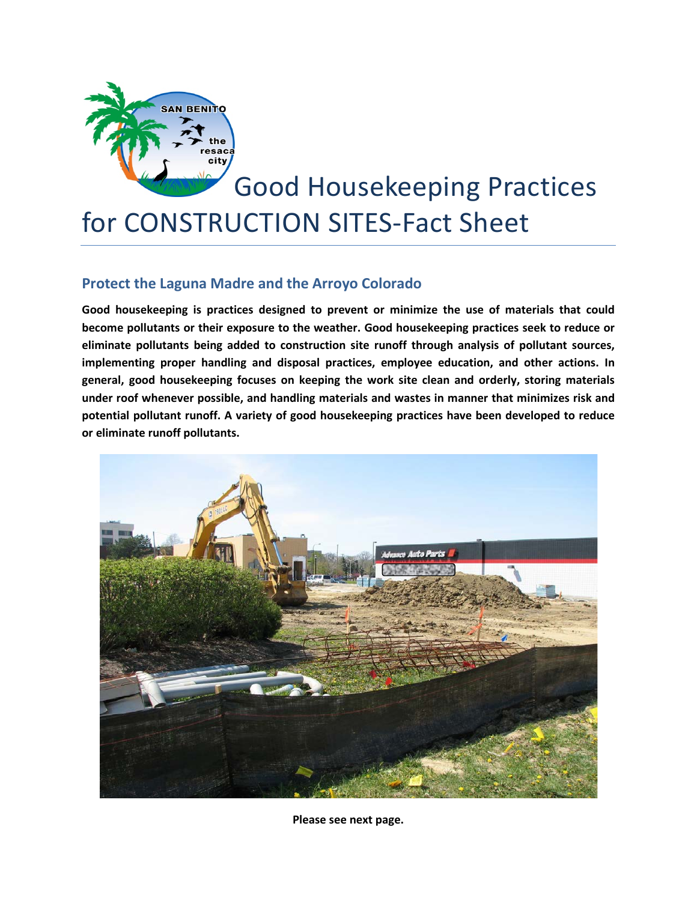# Good Housekeeping Practices for CONSTRUCTION SITES-Fact Sheet

## Protect the Laguna Madre and the Arroyo Colorado

**Good housekeeping is practices designed to prevent or minimize the use of materials that could become pollutants or their exposure to the weather. Good housekeeping practices seek to reduce or eliminate pollutants being added to construction site runoff through analysis of pollutant sources, implementing proper handling and disposal practices, employee education, and other actions. In general, good housekeeping focuses on keeping the work site clean and orderly, storing materials under roof whenever possible, and handling materials and wastes in manner that minimizes risk and potential pollutant runoff. A variety of good housekeeping practices have been developed to reduce or eliminate runoff pollutants.**

**Please see next page.**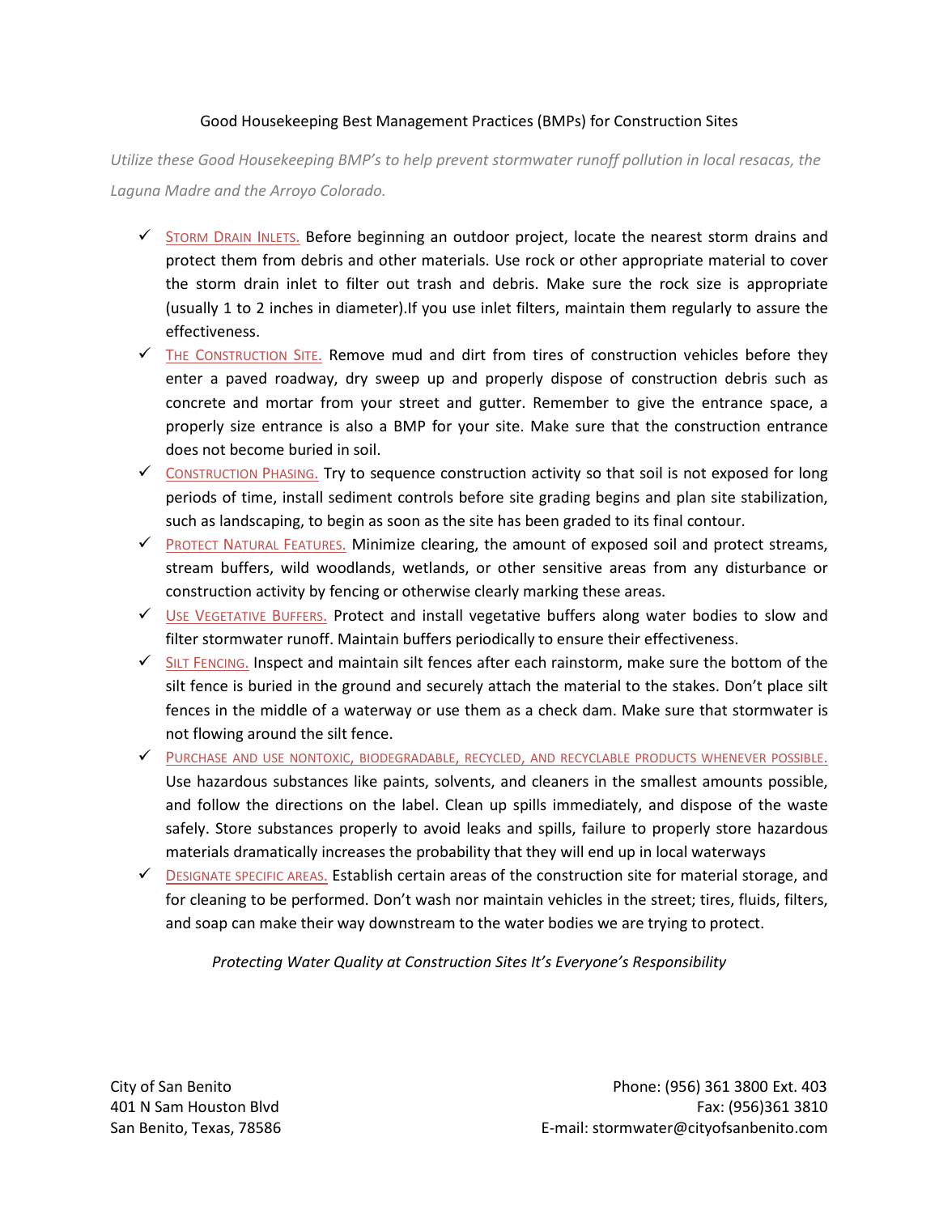# Good Housekeeping Best Management Practices (BMPs) for Construction Sites

*Utilize these Good Housekeeping BMP's to help prevent stormwater runoff pollution in local resacas, the Laguna Madre and the Arroyo Colorado.*

- ✓ STORM DRAIN INLETS. Before beginning an outdoor project, locate the nearest storm drains and protect them from debris and other materials. Use rock or other appropriate material to cover the storm drain inlet to filter out trash and debris. Make sure the rock size is appropriate (usually 1 to 2 inches in diameter).If you use inlet filters, maintain them regularly to assure the effectiveness.
- ✓ THE CONSTRUCTION SITE. Remove mud and dirt from tires of construction vehicles before they enter a paved roadway, dry sweep up and properly dispose of construction debris such as concrete and mortar from your street and gutter. Remember to give the entrance space, a properly size entrance is also a BMP for your site. Make sure that the construction entrance does not become buried in soil.
- ✓ CONSTRUCTION PHASING. Try to sequence construction activity so that soil is not exposed for long periods of time, install sediment controls before site grading begins and plan site stabilization, such as landscaping, to begin as soon as the site has been graded to its final contour.
- ✓ PROTECT NATURAL FEATURES. Minimize clearing, the amount of exposed soil and protect streams, stream buffers, wild woodlands, wetlands, or other sensitive areas from any disturbance or construction activity by fencing or otherwise clearly marking these areas.
- ✓ USE VEGETATIVE BUFFERS. Protect and install vegetative buffers along water bodies to slow and filter stormwater runoff. Maintain buffers periodically to ensure their effectiveness.
- ✓ SILT FENCING. Inspect and maintain silt fences after each rainstorm, make sure the bottom of the silt fence is buried in the ground and securely attach the material to the stakes. Don't place silt fences in the middle of a waterway or use them as a check dam. Make sure that stormwater is not flowing around the silt fence.
- ✓ PURCHASE AND USE NONTOXIC, BIODEGRADABLE, RECYCLED, AND RECYCLABLE PRODUCTS WHENEVER POSSIBLE. Use hazardous substances like paints, solvents, and cleaners in the smallest amounts possible, and follow the directions on the label. Clean up spills immediately, and dispose of the waste safely. Store substances properly to avoid leaks and spills, failure to properly store hazardous materials dramatically increases the probability that they will end up in local waterways
- ✓ DESIGNATE SPECIFIC AREAS. Establish certain areas of the construction site for material storage, and for cleaning to be performed. Don't wash nor maintain vehicles in the street; tires, fluids, filters, and soap can make their way downstream to the water bodies we are trying to protect.

*Protecting Water Quality at Construction Sites It's Everyone's Responsibility*

City of San Benito
401 N Sam Houston Blvd
San Benito, Texas, 78586

Phone: (956) 361 3800 Ext. 403
Fax: (956)361 3810
E-mail: stormwater@cityofsanbenito.com